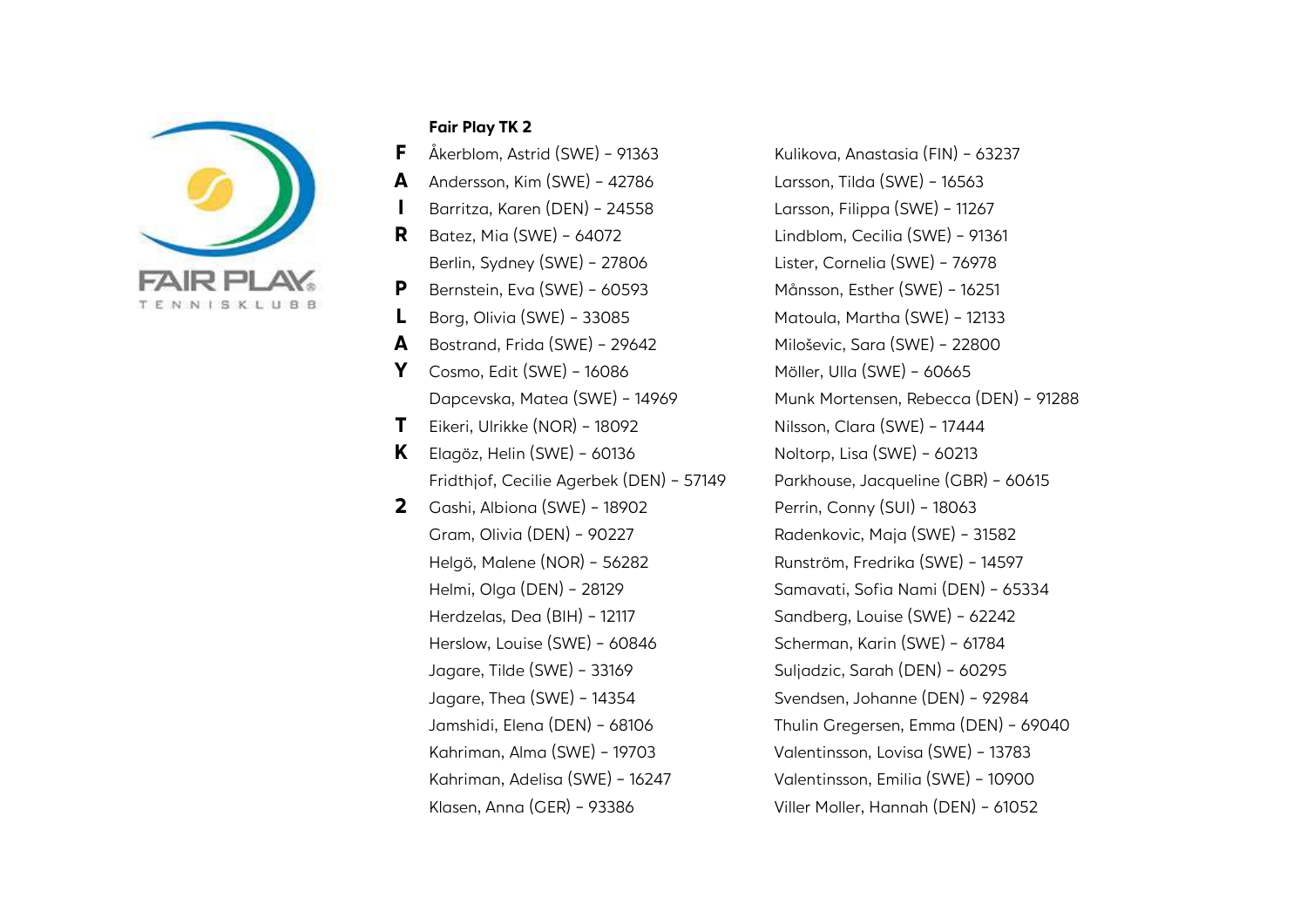FAIR PLAY
TENNISKLUBB

**Fair Play TK 2**

**F** **A** **I** **R** **P** **L** **A** **Y** **T** **K** **2**

- Åkerblom, Astrid (SWE) – 91363
- Andersson, Kim (SWE) – 42786
- Barritza, Karen (DEN) – 24558
- Batez, Mia (SWE) – 64072
- Berlin, Sydney (SWE) – 27806
- Bernstein, Eva (SWE) – 60593
- Borg, Olivia (SWE) – 33085
- Bostrand, Frida (SWE) – 29642
- Cosmo, Edit (SWE) – 16086
- Dapcevska, Matea (SWE) – 14969
- Eikeri, Ulrikke (NOR) – 18092
- Elagöz, Helin (SWE) – 60136
- Fridthjof, Cecilie Agerbek (DEN) – 57149
- Gashi, Albiona (SWE) – 18902
- Gram, Olivia (DEN) – 90227
- Helgö, Malene (NOR) – 56282
- Helmi, Olga (DEN) – 28129
- Herdzelas, Dea (BIH) – 12117
- Herslow, Louise (SWE) – 60846
- Jagare, Tilde (SWE) – 33169
- Jagare, Thea (SWE) – 14354
- Jamshidi, Elena (DEN) – 68106
- Kahriman, Alma (SWE) – 19703
- Kahriman, Adelisa (SWE) – 16247
- Klasen, Anna (GER) – 93386
- Kulikova, Anastasia (FIN) – 63237
- Larsson, Tilda (SWE) – 16563
- Larsson, Filippa (SWE) – 11267
- Lindblom, Cecilia (SWE) – 91361
- Lister, Cornelia (SWE) – 76978
- Månsson, Esther (SWE) – 16251
- Matoula, Martha (SWE) – 12133
- Milošević, Sara (SWE) – 22800
- Möller, Ulla (SWE) – 60665
- Munk Mortensen, Rebecca (DEN) – 91288
- Nilsson, Clara (SWE) – 17444
- Noltorp, Lisa (SWE) – 60213
- Parkhouse, Jacqueline (GBR) – 60615
- Perrin, Conny (SUI) – 18063
- Radenkovic, Maja (SWE) – 31582
- Runström, Fredrika (SWE) – 14597
- Samavati, Sofia Nami (DEN) – 65334
- Sandberg, Louise (SWE) – 62242
- Scherman, Karin (SWE) – 61784
- Suljadzic, Sarah (DEN) – 60295
- Svendsen, Johanne (DEN) – 92984
- Thulin Gregersen, Emma (DEN) – 69040
- Valentinsson, Lovisa (SWE) – 13783
- Valentinsson, Emilia (SWE) – 10900
- Viller Moller, Hannah (DEN) – 61052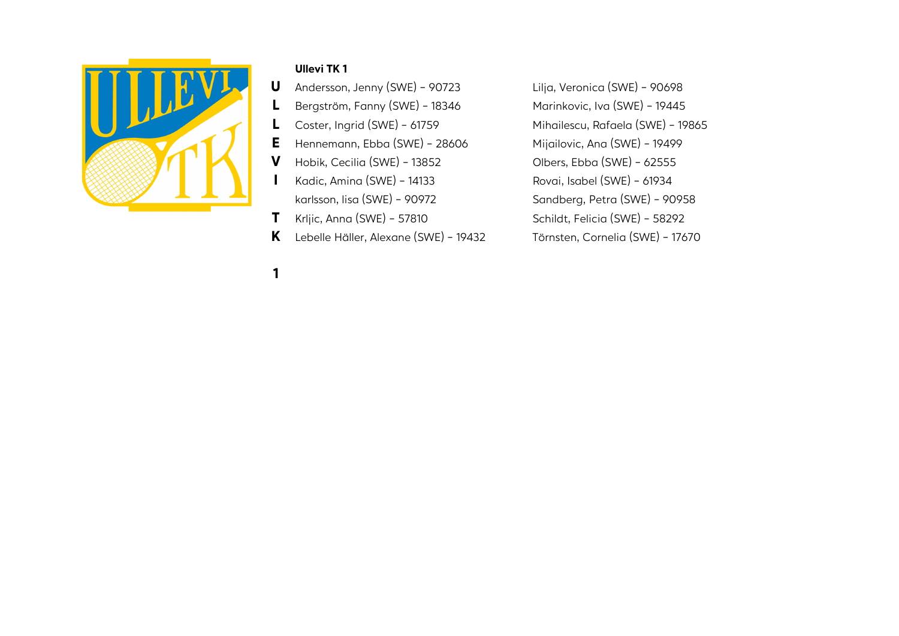## Ullevi TK 1

U L L E V I T K 1

- Andersson, Jenny (SWE) – 90723
- Bergström, Fanny (SWE) – 18346
- Coster, Ingrid (SWE) – 61759
- Hennemann, Ebba (SWE) – 28606
- Hobik, Cecilia (SWE) – 13852
- Kadic, Amina (SWE) – 14133
- karlsson, lisa (SWE) – 90972
- Krljic, Anna (SWE) – 57810
- Lebelle Häller, Alexane (SWE) – 19432
- Lilja, Veronica (SWE) – 90698
- Marinkovic, Iva (SWE) – 19445
- Mihailescu, Rafaela (SWE) – 19865
- Mijailovic, Ana (SWE) – 19499
- Olbers, Ebba (SWE) – 62555
- Rovai, Isabel (SWE) – 61934
- Sandberg, Petra (SWE) – 90958
- Schildt, Felicia (SWE) – 58292
- Törnsten, Cornelia (SWE) – 17670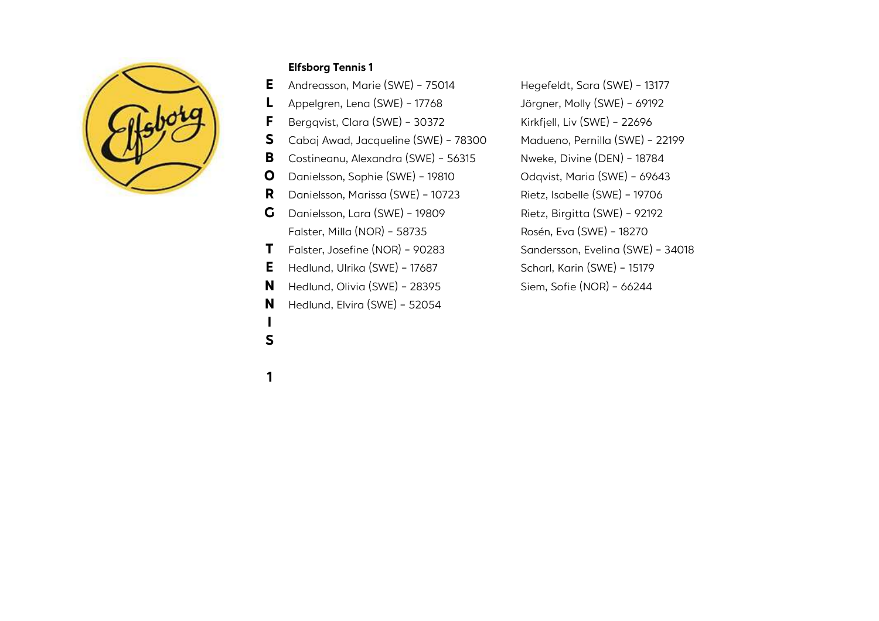**Elfsborg Tennis 1**

E L F S B O R G T E N N I S 1

- Andreasson, Marie (SWE) – 75014
- Appelgren, Lena (SWE) – 17768
- Bergqvist, Clara (SWE) – 30372
- Cabaj Awad, Jacqueline (SWE) – 78300
- Costineanu, Alexandra (SWE) – 56315
- Danielsson, Sophie (SWE) – 19810
- Danielsson, Marissa (SWE) – 10723
- Danielsson, Lara (SWE) – 19809
- Falster, Milla (NOR) – 58735
- Falster, Josefine (NOR) – 90283
- Hedlund, Ulrika (SWE) – 17687
- Hedlund, Olivia (SWE) – 28395
- Hedlund, Elvira (SWE) – 52054
- Hegefeldt, Sara (SWE) – 13177
- Jörgner, Molly (SWE) – 69192
- Kirkfjell, Liv (SWE) – 22696
- Madueno, Pernilla (SWE) – 22199
- Nweke, Divine (DEN) – 18784
- Odqvist, Maria (SWE) – 69643
- Rietz, Isabelle (SWE) – 19706
- Rietz, Birgitta (SWE) – 92192
- Rosén, Eva (SWE) – 18270
- Sandersson, Evelina (SWE) – 34018
- Scharl, Karin (SWE) – 15179
- Siem, Sofie (NOR) – 66244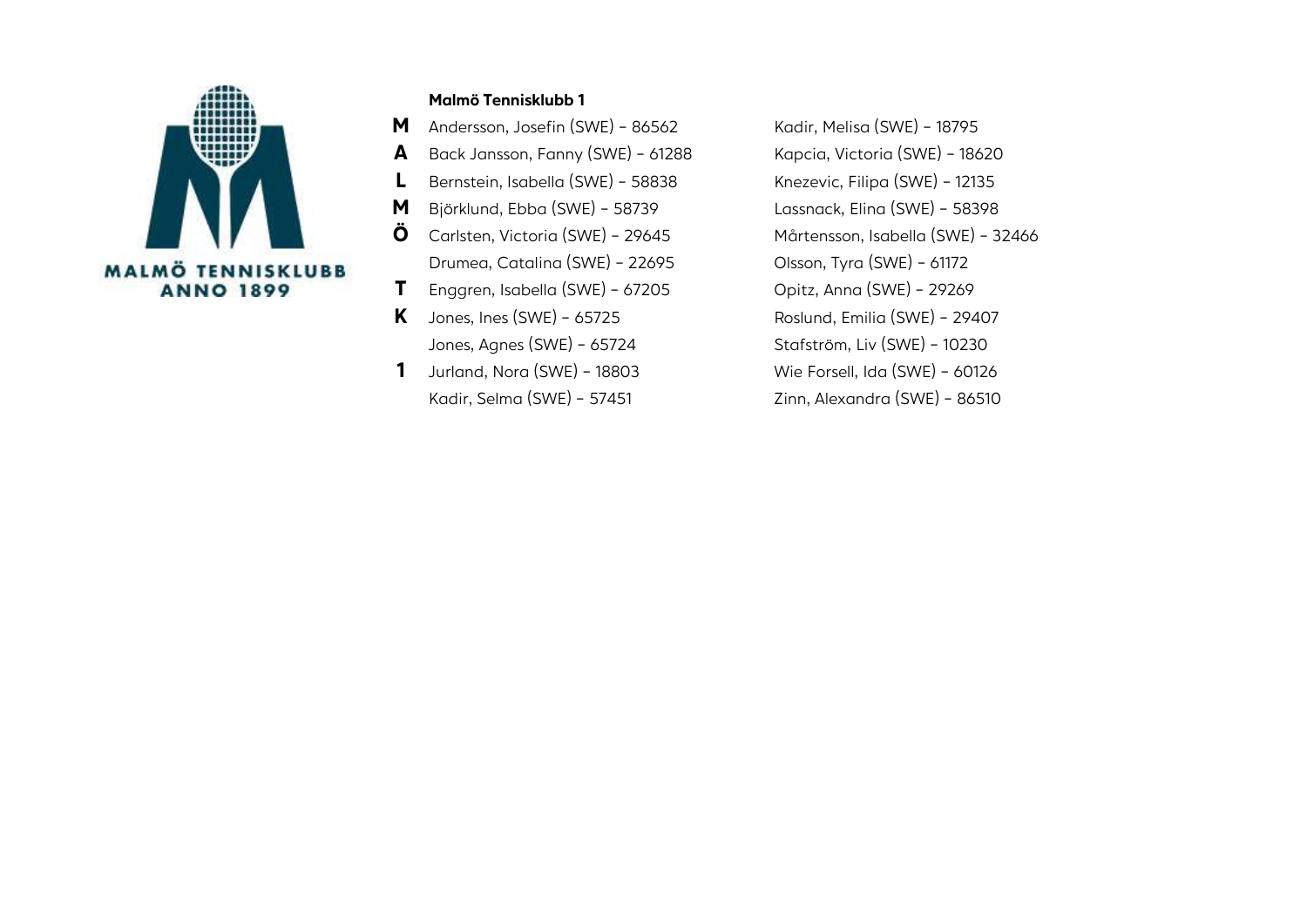MALMÖ TENNISKLUBB
ANNO 1899

**Malmö Tennisklubb 1**

MALMÖ TK 1

- Andersson, Josefin (SWE) – 86562
- Back Jansson, Fanny (SWE) – 61288
- Bernstein, Isabella (SWE) – 58838
- Björklund, Ebba (SWE) – 58739
- Carlsten, Victoria (SWE) – 29645
- Drumea, Catalina (SWE) – 22695
- Enggren, Isabella (SWE) – 67205
- Jones, Ines (SWE) – 65725
- Jones, Agnes (SWE) – 65724
- Jurland, Nora (SWE) – 18803
- Kadir, Selma (SWE) – 57451
- Kadir, Melisa (SWE) – 18795
- Kapcia, Victoria (SWE) – 18620
- Knezevic, Filipa (SWE) – 12135
- Lassnack, Elina (SWE) – 58398
- Mårtensson, Isabella (SWE) – 32466
- Olsson, Tyra (SWE) – 61172
- Opitz, Anna (SWE) – 29269
- Roslund, Emilia (SWE) – 29407
- Stafström, Liv (SWE) – 10230
- Wie Forsell, Ida (SWE) – 60126
- Zinn, Alexandra (SWE) – 86510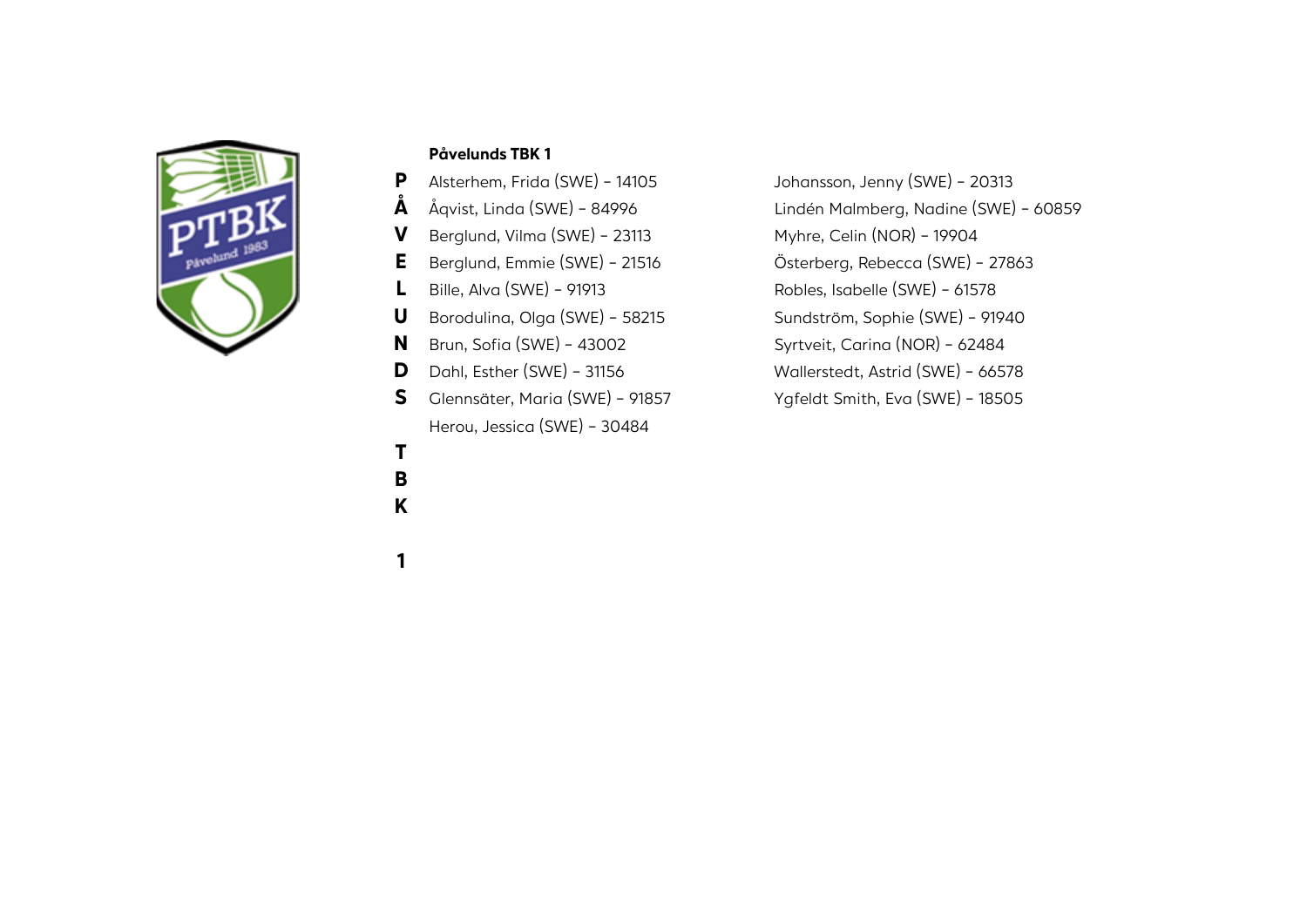**Påvelunds TBK 1**

P
Å
V
E
L
U
N
D
S

T
B
K

1

- Alsterhem, Frida (SWE) – 14105
- Åqvist, Linda (SWE) – 84996
- Berglund, Vilma (SWE) – 23113
- Berglund, Emmie (SWE) – 21516
- Bille, Alva (SWE) – 91913
- Borodulina, Olga (SWE) – 58215
- Brun, Sofia (SWE) – 43002
- Dahl, Esther (SWE) – 31156
- Glennsäter, Maria (SWE) – 91857
- Herou, Jessica (SWE) – 30484
- Johansson, Jenny (SWE) – 20313
- Lindén Malmberg, Nadine (SWE) – 60859
- Myhre, Celin (NOR) – 19904
- Österberg, Rebecca (SWE) – 27863
- Robles, Isabelle (SWE) – 61578
- Sundström, Sophie (SWE) – 91940
- Syrtveit, Carina (NOR) – 62484
- Wallerstedt, Astrid (SWE) – 66578
- Ygfeldt Smith, Eva (SWE) – 18505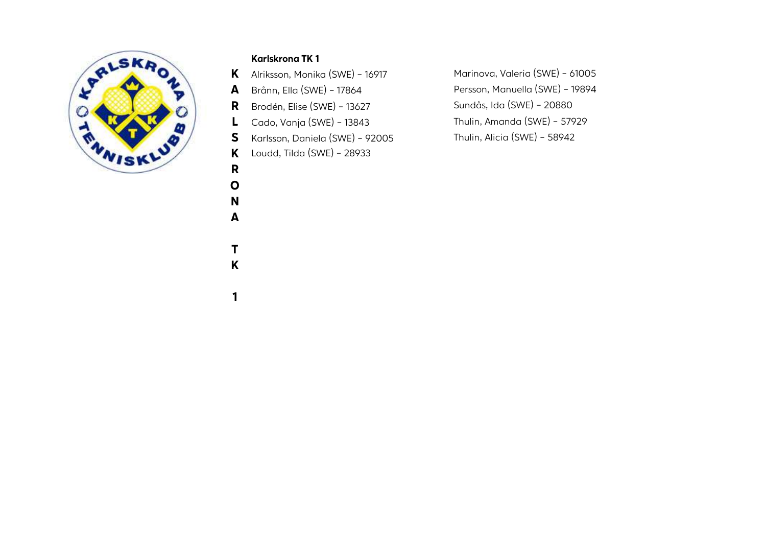### Karlskrona TK 1

K
A
R
L
S
K
R
O
N
A

T
K

1

- Alriksson, Monika (SWE) – 16917
- Brånn, Ella (SWE) – 17864
- Brodén, Elise (SWE) – 13627
- Cado, Vanja (SWE) – 13843
- Karlsson, Daniela (SWE) – 92005
- Loudd, Tilda (SWE) – 28933
- Marinova, Valeria (SWE) – 61005
- Persson, Manuella (SWE) – 19894
- Sundås, Ida (SWE) – 20880
- Thulin, Amanda (SWE) – 57929
- Thulin, Alicia (SWE) – 58942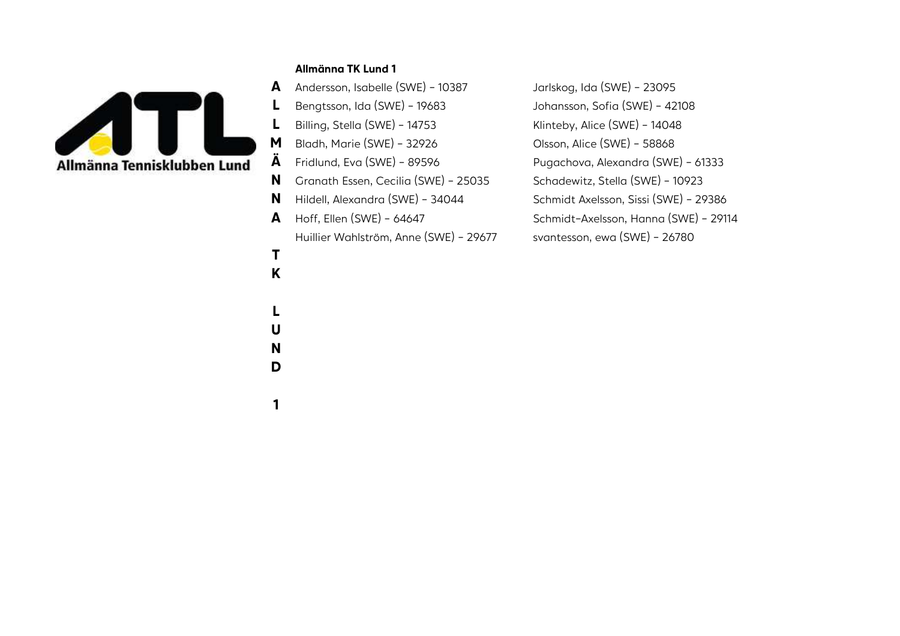Allmänna Tennisklubben Lund

A
L
L
M
Ä
N
N
A

T
K

L
U
N
D

1

### Allmänna TK Lund 1

Andersson, Isabelle (SWE) – 10387
Bengtsson, Ida (SWE) – 19683
Billing, Stella (SWE) – 14753
Bladh, Marie (SWE) – 32926
Fridlund, Eva (SWE) – 89596
Granath Essen, Cecilia (SWE) – 25035
Hildell, Alexandra (SWE) – 34044
Hoff, Ellen (SWE) – 64647
Huillier Wahlström, Anne (SWE) – 29677
Jarlskog, Ida (SWE) – 23095
Johansson, Sofia (SWE) – 42108
Klinteby, Alice (SWE) – 14048
Olsson, Alice (SWE) – 58868
Pugachova, Alexandra (SWE) – 61333
Schadewitz, Stella (SWE) – 10923
Schmidt Axelsson, Sissi (SWE) – 29386
Schmidt-Axelsson, Hanna (SWE) – 29114
svantesson, ewa (SWE) – 26780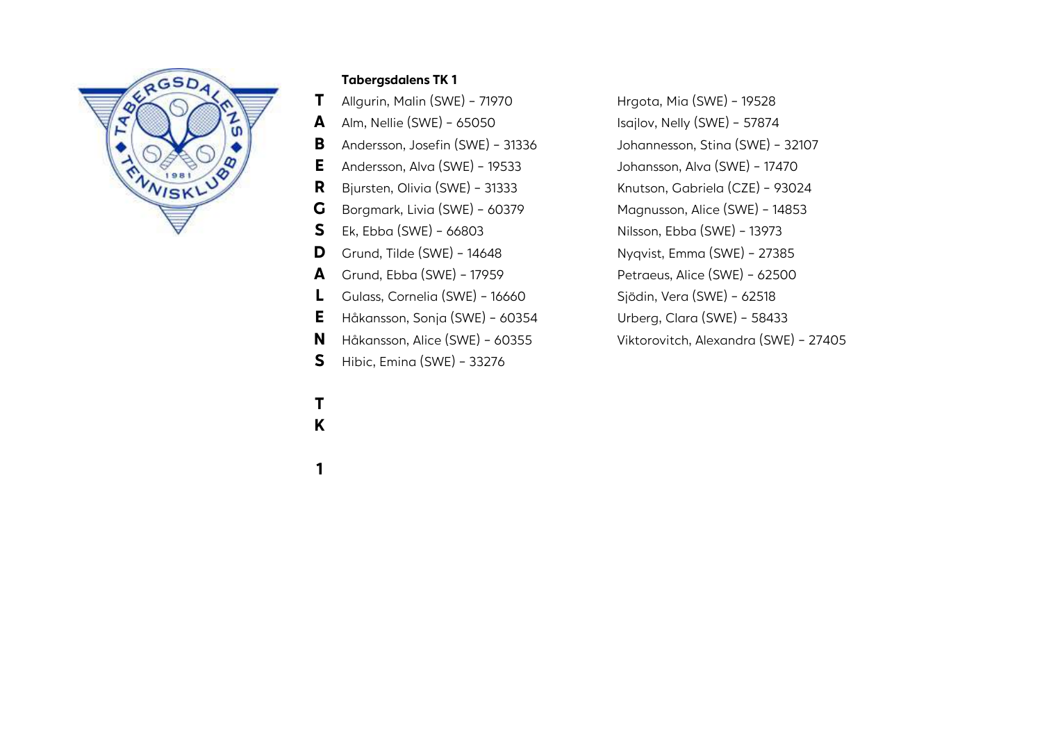**Tabergsdalens TK 1**

T
A
B
E
R
G
S
D
A
L
E
N
S

T
K

1

- Allgurin, Malin (SWE) – 71970
- Alm, Nellie (SWE) – 65050
- Andersson, Josefin (SWE) – 31336
- Andersson, Alva (SWE) – 19533
- Bjursten, Olivia (SWE) – 31333
- Borgmark, Livia (SWE) – 60379
- Ek, Ebba (SWE) – 66803
- Grund, Tilde (SWE) – 14648
- Grund, Ebba (SWE) – 17959
- Gulass, Cornelia (SWE) – 16660
- Håkansson, Sonja (SWE) – 60354
- Håkansson, Alice (SWE) – 60355
- Hibic, Emina (SWE) – 33276
- Hrgota, Mia (SWE) – 19528
- Isajlov, Nelly (SWE) – 57874
- Johannesson, Stina (SWE) – 32107
- Johansson, Alva (SWE) – 17470
- Knutson, Gabriela (CZE) – 93024
- Magnusson, Alice (SWE) – 14853
- Nilsson, Ebba (SWE) – 13973
- Nyqvist, Emma (SWE) – 27385
- Petraeus, Alice (SWE) – 62500
- Sjödin, Vera (SWE) – 62518
- Urberg, Clara (SWE) – 58433
- Viktorovitch, Alexandra (SWE) – 27405